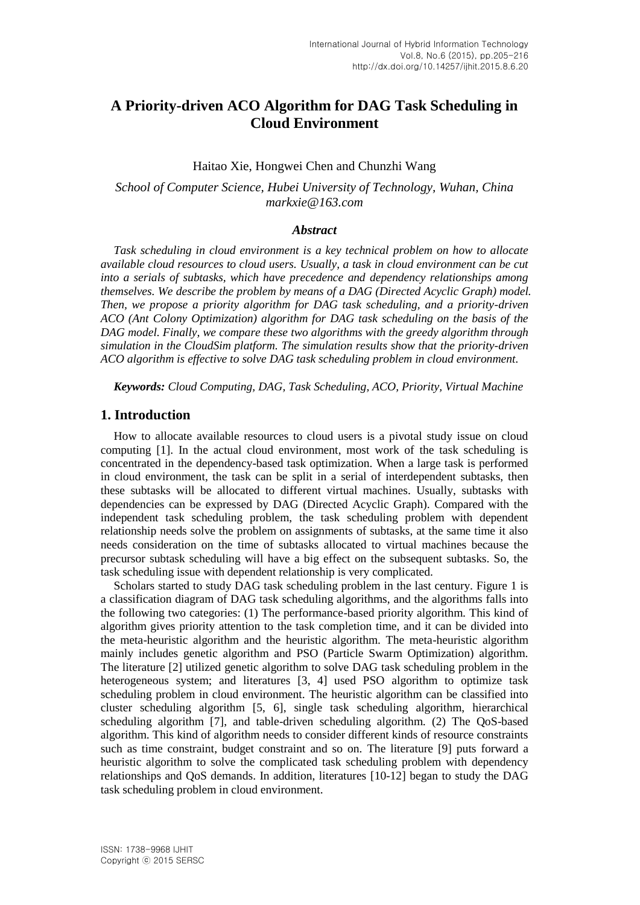# A Priority-driven ACO Algorithm for DAG Task Scheduling in Cloud Environment

Haitao Xie, Hongwei Chen and Chunzhi Wang

*School of Computer Science, Hubei University of Technology, Wuhan, China*
*markxie@163.com*

### *Abstract*

*Task scheduling in cloud environment is a key technical problem on how to allocate available cloud resources to cloud users. Usually, a task in cloud environment can be cut into a serials of subtasks, which have precedence and dependency relationships among themselves. We describe the problem by means of a DAG (Directed Acyclic Graph) model. Then, we propose a priority algorithm for DAG task scheduling, and a priority-driven ACO (Ant Colony Optimization) algorithm for DAG task scheduling on the basis of the DAG model. Finally, we compare these two algorithms with the greedy algorithm through simulation in the CloudSim platform. The simulation results show that the priority-driven ACO algorithm is effective to solve DAG task scheduling problem in cloud environment.*

***Keywords:*** *Cloud Computing, DAG, Task Scheduling, ACO, Priority, Virtual Machine*

## 1. Introduction

How to allocate available resources to cloud users is a pivotal study issue on cloud computing [1]. In the actual cloud environment, most work of the task scheduling is concentrated in the dependency-based task optimization. When a large task is performed in cloud environment, the task can be split in a serial of interdependent subtasks, then these subtasks will be allocated to different virtual machines. Usually, subtasks with dependencies can be expressed by DAG (Directed Acyclic Graph). Compared with the independent task scheduling problem, the task scheduling problem with dependent relationship needs solve the problem on assignments of subtasks, at the same time it also needs consideration on the time of subtasks allocated to virtual machines because the precursor subtask scheduling will have a big effect on the subsequent subtasks. So, the task scheduling issue with dependent relationship is very complicated.

Scholars started to study DAG task scheduling problem in the last century. Figure 1 is a classification diagram of DAG task scheduling algorithms, and the algorithms falls into the following two categories: (1) The performance-based priority algorithm. This kind of algorithm gives priority attention to the task completion time, and it can be divided into the meta-heuristic algorithm and the heuristic algorithm. The meta-heuristic algorithm mainly includes genetic algorithm and PSO (Particle Swarm Optimization) algorithm. The literature [2] utilized genetic algorithm to solve DAG task scheduling problem in the heterogeneous system; and literatures [3, 4] used PSO algorithm to optimize task scheduling problem in cloud environment. The heuristic algorithm can be classified into cluster scheduling algorithm [5, 6], single task scheduling algorithm, hierarchical scheduling algorithm [7], and table-driven scheduling algorithm. (2) The QoS-based algorithm. This kind of algorithm needs to consider different kinds of resource constraints such as time constraint, budget constraint and so on. The literature [9] puts forward a heuristic algorithm to solve the complicated task scheduling problem with dependency relationships and QoS demands. In addition, literatures [10-12] began to study the DAG task scheduling problem in cloud environment.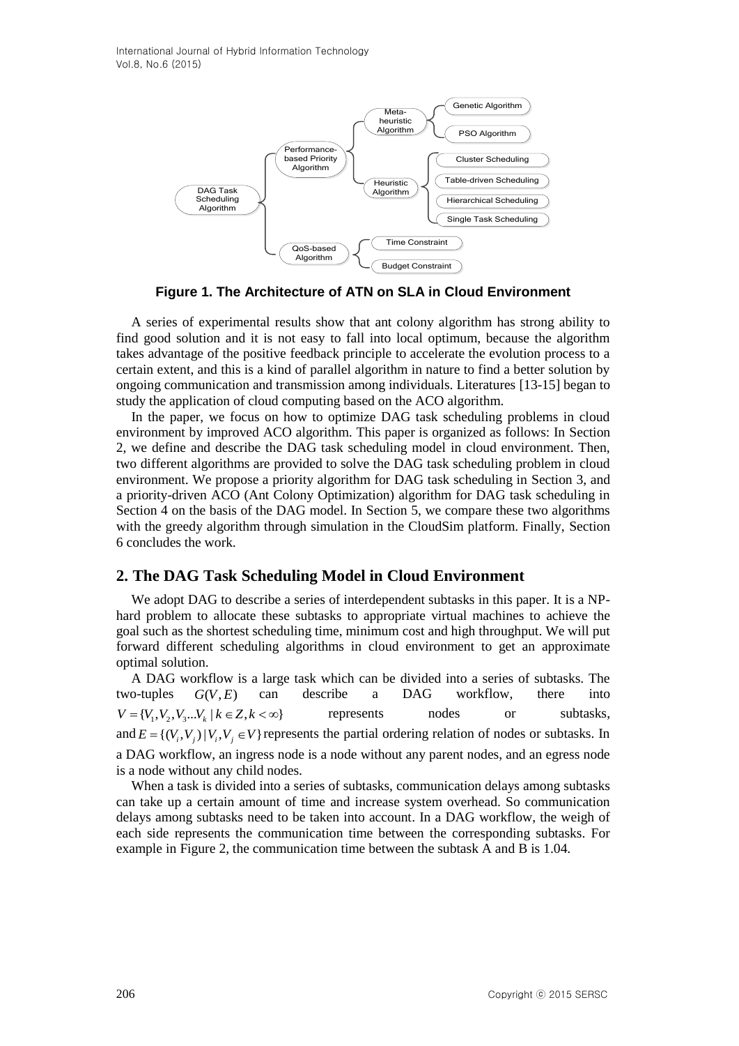**Figure 1. The Architecture of ATN on SLA in Cloud Environment**

A series of experimental results show that ant colony algorithm has strong ability to find good solution and it is not easy to fall into local optimum, because the algorithm takes advantage of the positive feedback principle to accelerate the evolution process to a certain extent, and this is a kind of parallel algorithm in nature to find a better solution by ongoing communication and transmission among individuals. Literatures [13-15] began to study the application of cloud computing based on the ACO algorithm.

In the paper, we focus on how to optimize DAG task scheduling problems in cloud environment by improved ACO algorithm. This paper is organized as follows: In Section 2, we define and describe the DAG task scheduling model in cloud environment. Then, two different algorithms are provided to solve the DAG task scheduling problem in cloud environment. We propose a priority algorithm for DAG task scheduling in Section 3, and a priority-driven ACO (Ant Colony Optimization) algorithm for DAG task scheduling in Section 4 on the basis of the DAG model. In Section 5, we compare these two algorithms with the greedy algorithm through simulation in the CloudSim platform. Finally, Section 6 concludes the work.

## 2. The DAG Task Scheduling Model in Cloud Environment

We adopt DAG to describe a series of interdependent subtasks in this paper. It is a NP-hard problem to allocate these subtasks to appropriate virtual machines to achieve the goal such as the shortest scheduling time, minimum cost and high throughput. We will put forward different scheduling algorithms in cloud environment to get an approximate optimal solution.

A DAG workflow is a large task which can be divided into a series of subtasks. The two-tuples $G(V,E)$ can describe a DAG workflow, there into $V=\{V_1,V_2,V_3...V_k \mid k\in Z, k<\infty\}$ represents nodes or subtasks, and $E=\{(V_i,V_j)\mid V_i,V_j\in V\}$ represents the partial ordering relation of nodes or subtasks. In a DAG workflow, an ingress node is a node without any parent nodes, and an egress node is a node without any child nodes.

When a task is divided into a series of subtasks, communication delays among subtasks can take up a certain amount of time and increase system overhead. So communication delays among subtasks need to be taken into account. In a DAG workflow, the weigh of each side represents the communication time between the corresponding subtasks. For example in Figure 2, the communication time between the subtask A and B is 1.04.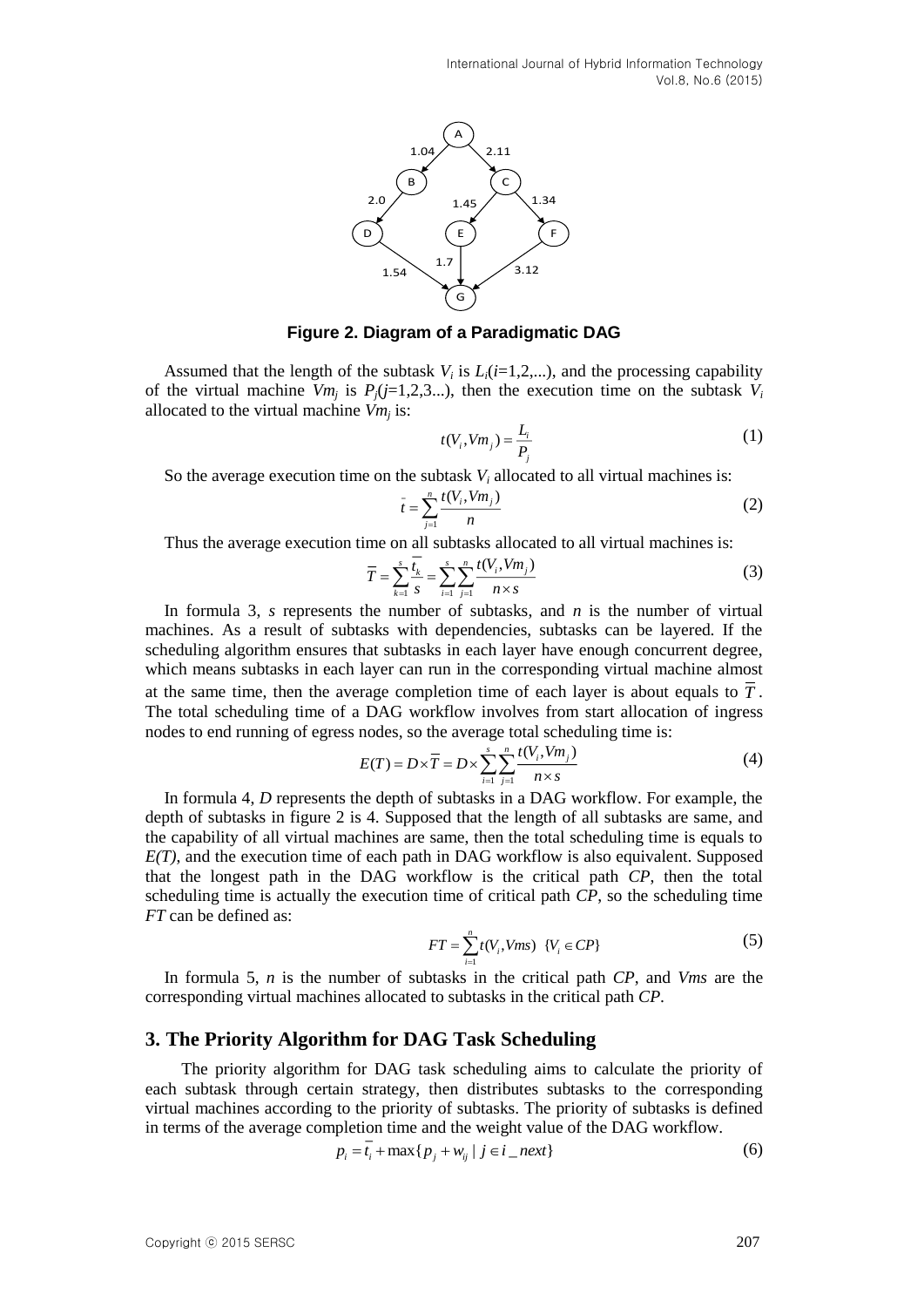**Figure 2. Diagram of a Paradigmatic DAG**

Assumed that the length of the subtask $V_i$ is $L_i(i=1,2,...)$, and the processing capability of the virtual machine $Vm_j$ is $P_j(j=1,2,3...)$, then the execution time on the subtask $V_i$ allocated to the virtual machine $Vm_j$ is:

$$t(V_i, Vm_j) = \frac{L_i}{P_j} \tag{1}$$

So the average execution time on the subtask $V_i$ allocated to all virtual machines is:

$$\bar{t} = \sum_{j=1}^{n} \frac{t(V_i, Vm_j)}{n} \tag{2}$$

Thus the average execution time on all subtasks allocated to all virtual machines is:

$$\overline{T} = \sum_{k=1}^{s} \frac{\overline{t_k}}{s} = \sum_{i=1}^{s} \sum_{j=1}^{n} \frac{t(V_i, Vm_j)}{n \times s} \tag{3}$$

In formula 3, $s$ represents the number of subtasks, and $n$ is the number of virtual machines. As a result of subtasks with dependencies, subtasks can be layered. If the scheduling algorithm ensures that subtasks in each layer have enough concurrent degree, which means subtasks in each layer can run in the corresponding virtual machine almost at the same time, then the average completion time of each layer is about equals to $\overline{T}$. The total scheduling time of a DAG workflow involves from start allocation of ingress nodes to end running of egress nodes, so the average total scheduling time is:

$$E(T) = D \times \overline{T} = D \times \sum_{i=1}^{s} \sum_{j=1}^{n} \frac{t(V_i, Vm_j)}{n \times s} \tag{4}$$

In formula 4, $D$ represents the depth of subtasks in a DAG workflow. For example, the depth of subtasks in figure 2 is 4. Supposed that the length of all subtasks are same, and the capability of all virtual machines are same, then the total scheduling time is equals to $E(T)$, and the execution time of each path in DAG workflow is also equivalent. Supposed that the longest path in the DAG workflow is the critical path $CP$, then the total scheduling time is actually the execution time of critical path $CP$, so the scheduling time $FT$ can be defined as:

$$FT = \sum_{i=1}^{n} t(V_i, Vms) \ \ \{V_i \in CP\} \tag{5}$$

In formula 5, $n$ is the number of subtasks in the critical path $CP$, and $Vms$ are the corresponding virtual machines allocated to subtasks in the critical path $CP$.

## 3. The Priority Algorithm for DAG Task Scheduling

The priority algorithm for DAG task scheduling aims to calculate the priority of each subtask through certain strategy, then distributes subtasks to the corresponding virtual machines according to the priority of subtasks. The priority of subtasks is defined in terms of the average completion time and the weight value of the DAG workflow.

$$p_i = \overline{t_i} + \max\{p_j + w_{ij} \mid j \in i\_next\} \tag{6}$$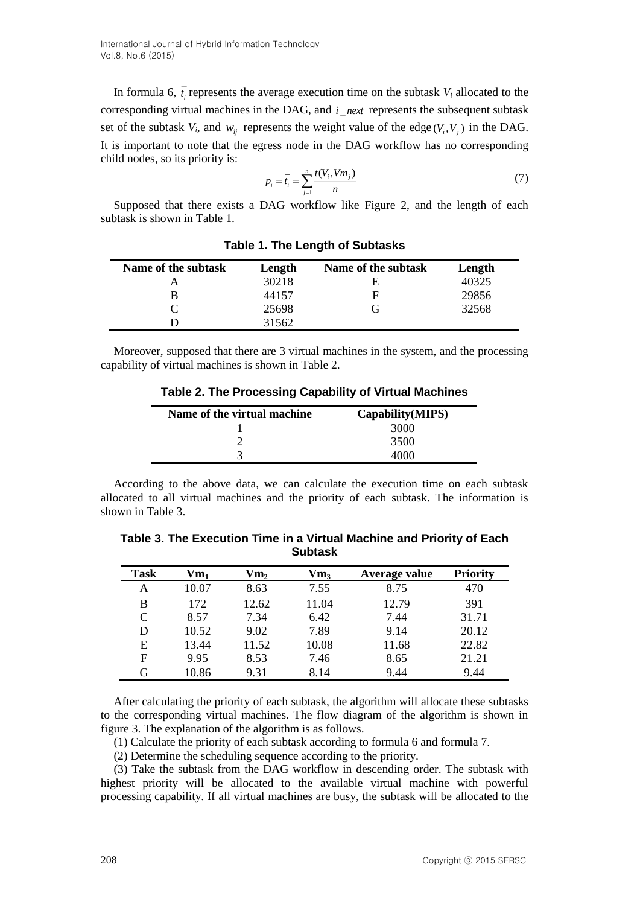In formula 6, $\bar{t_i}$ represents the average execution time on the subtask $V_i$ allocated to the corresponding virtual machines in the DAG, and $i\_next$ represents the subsequent subtask set of the subtask $V_i$, and $w_{ij}$ represents the weight value of the edge $(V_i, V_j)$ in the DAG. It is important to note that the egress node in the DAG workflow has no corresponding child nodes, so its priority is:

$$p_i = \bar{t_i} = \sum_{j=1}^{n} \frac{t(V_i, Vm_j)}{n} \tag{7}$$

Supposed that there exists a DAG workflow like Figure 2, and the length of each subtask is shown in Table 1.

**Table 1. The Length of Subtasks**

| Name of the subtask | Length | Name of the subtask | Length |
|---|---|---|---|
| A | 30218 | E | 40325 |
| B | 44157 | F | 29856 |
| C | 25698 | G | 32568 |
| D | 31562 | | |

Moreover, supposed that there are 3 virtual machines in the system, and the processing capability of virtual machines is shown in Table 2.

**Table 2. The Processing Capability of Virtual Machines**

| Name of the virtual machine | Capability(MIPS) |
|---|---|
| 1 | 3000 |
| 2 | 3500 |
| 3 | 4000 |

According to the above data, we can calculate the execution time on each subtask allocated to all virtual machines and the priority of each subtask. The information is shown in Table 3.

**Table 3. The Execution Time in a Virtual Machine and Priority of Each Subtask**

| Task | $Vm_1$ | $Vm_2$ | $Vm_3$ | Average value | Priority |
|---|---|---|---|---|---|
| A | 10.07 | 8.63 | 7.55 | 8.75 | 470 |
| B | 172 | 12.62 | 11.04 | 12.79 | 391 |
| C | 8.57 | 7.34 | 6.42 | 7.44 | 31.71 |
| D | 10.52 | 9.02 | 7.89 | 9.14 | 20.12 |
| E | 13.44 | 11.52 | 10.08 | 11.68 | 22.82 |
| F | 9.95 | 8.53 | 7.46 | 8.65 | 21.21 |
| G | 10.86 | 9.31 | 8.14 | 9.44 | 9.44 |

After calculating the priority of each subtask, the algorithm will allocate these subtasks to the corresponding virtual machines. The flow diagram of the algorithm is shown in figure 3. The explanation of the algorithm is as follows.

(1) Calculate the priority of each subtask according to formula 6 and formula 7.

(2) Determine the scheduling sequence according to the priority.

(3) Take the subtask from the DAG workflow in descending order. The subtask with highest priority will be allocated to the available virtual machine with powerful processing capability. If all virtual machines are busy, the subtask will be allocated to the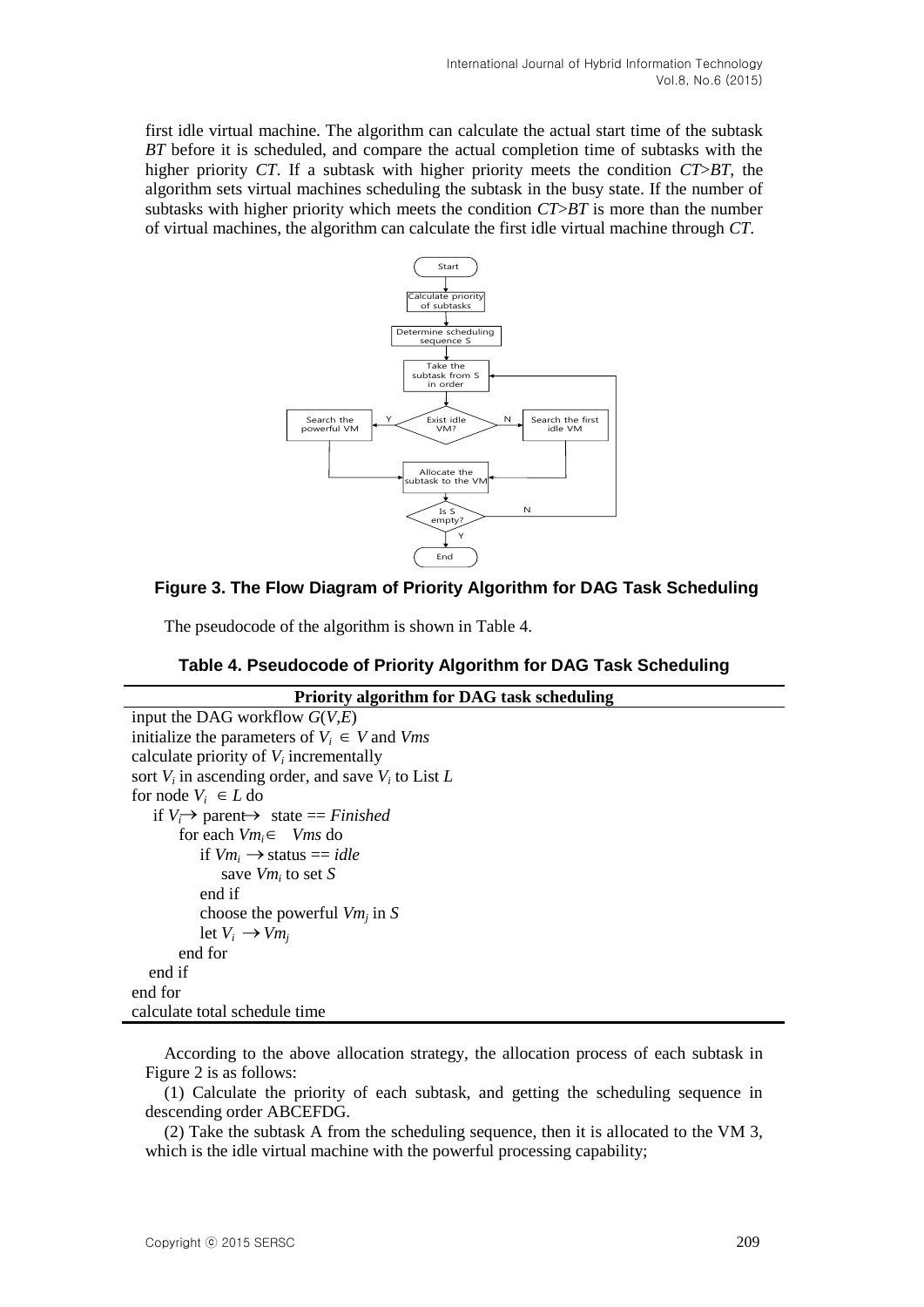first idle virtual machine. The algorithm can calculate the actual start time of the subtask *BT* before it is scheduled, and compare the actual completion time of subtasks with the higher priority *CT*. If a subtask with higher priority meets the condition *CT*>*BT*, the algorithm sets virtual machines scheduling the subtask in the busy state. If the number of subtasks with higher priority which meets the condition *CT*>*BT* is more than the number of virtual machines, the algorithm can calculate the first idle virtual machine through *CT*.

**Figure 3. The Flow Diagram of Priority Algorithm for DAG Task Scheduling**

The pseudocode of the algorithm is shown in Table 4.

**Table 4. Pseudocode of Priority Algorithm for DAG Task Scheduling**

| **Priority algorithm for DAG task scheduling** |
|---|
| input the DAG workflow $G(V,E)$ |
| initialize the parameters of $V_i \in V$ and *Vms* |
| calculate priority of $V_i$ incrementally |
| sort $V_i$ in ascending order, and save $V_i$ to List $L$ |
| for node $V_i \in L$ do |
| &nbsp;&nbsp;&nbsp;&nbsp;if $V_i \rightarrow$ parent$\rightarrow$ state == *Finished* |
| &nbsp;&nbsp;&nbsp;&nbsp;&nbsp;&nbsp;&nbsp;&nbsp;for each $Vm_i \in$ *Vms* do |
| &nbsp;&nbsp;&nbsp;&nbsp;&nbsp;&nbsp;&nbsp;&nbsp;&nbsp;&nbsp;&nbsp;&nbsp;if $Vm_i \rightarrow$ status == *idle* |
| &nbsp;&nbsp;&nbsp;&nbsp;&nbsp;&nbsp;&nbsp;&nbsp;&nbsp;&nbsp;&nbsp;&nbsp;&nbsp;&nbsp;&nbsp;&nbsp;save $Vm_i$ to set $S$ |
| &nbsp;&nbsp;&nbsp;&nbsp;&nbsp;&nbsp;&nbsp;&nbsp;&nbsp;&nbsp;&nbsp;&nbsp;end if |
| &nbsp;&nbsp;&nbsp;&nbsp;&nbsp;&nbsp;&nbsp;&nbsp;&nbsp;&nbsp;&nbsp;&nbsp;choose the powerful $Vm_j$ in $S$ |
| &nbsp;&nbsp;&nbsp;&nbsp;&nbsp;&nbsp;&nbsp;&nbsp;&nbsp;&nbsp;&nbsp;&nbsp;let $V_i \rightarrow Vm_j$ |
| &nbsp;&nbsp;&nbsp;&nbsp;&nbsp;&nbsp;&nbsp;&nbsp;end for |
| &nbsp;&nbsp;&nbsp;&nbsp;end if |
| end for |
| calculate total schedule time |

According to the above allocation strategy, the allocation process of each subtask in Figure 2 is as follows:

(1) Calculate the priority of each subtask, and getting the scheduling sequence in descending order ABCEFDG.

(2) Take the subtask A from the scheduling sequence, then it is allocated to the VM 3, which is the idle virtual machine with the powerful processing capability;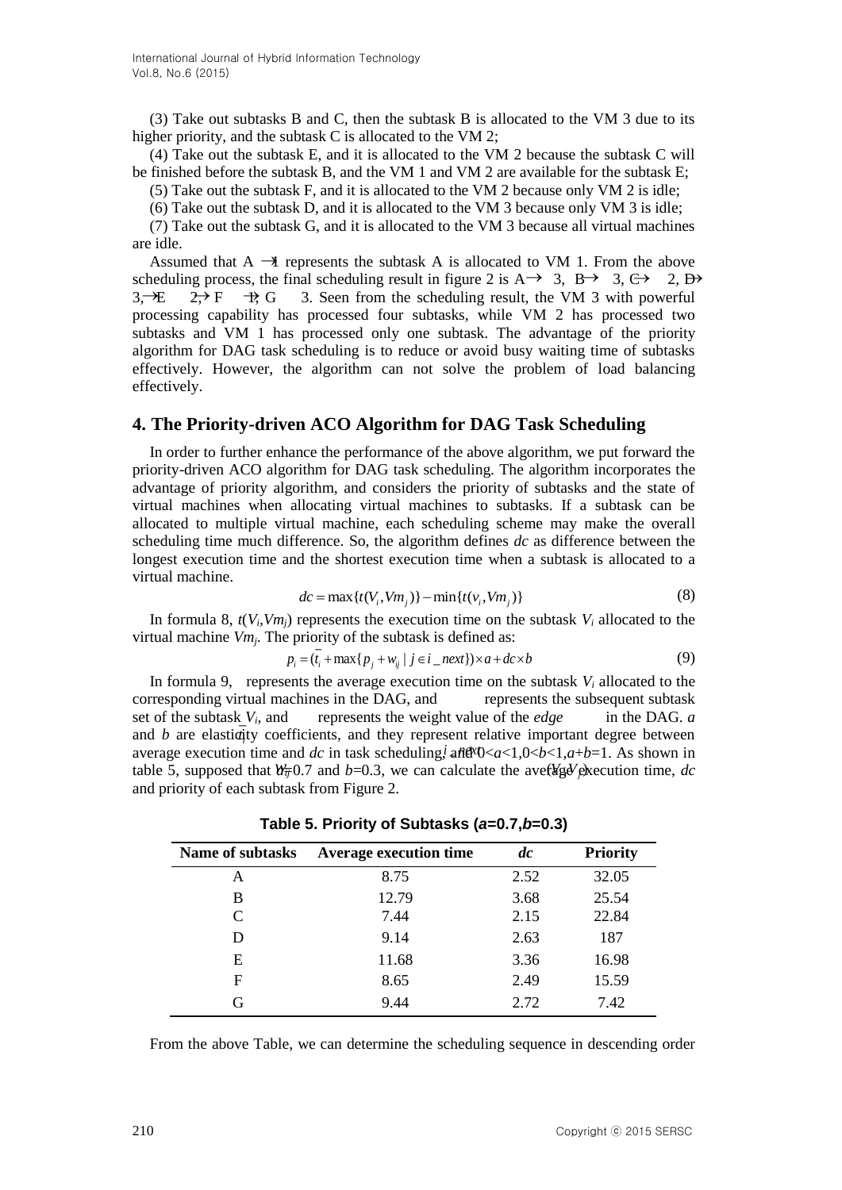(3) Take out subtasks B and C, then the subtask B is allocated to the VM 3 due to its higher priority, and the subtask C is allocated to the VM 2;

(4) Take out the subtask E, and it is allocated to the VM 2 because the subtask C will be finished before the subtask B, and the VM 1 and VM 2 are available for the subtask E;

(5) Take out the subtask F, and it is allocated to the VM 2 because only VM 2 is idle;

(6) Take out the subtask D, and it is allocated to the VM 3 because only VM 3 is idle;

(7) Take out the subtask G, and it is allocated to the VM 3 because all virtual machines are idle.

Assumed that A →1 represents the subtask A is allocated to VM 1. From the above scheduling process, the final scheduling result in figure 2 is A→ 3, B→ 3, C→ 2, D→ 3, E→ 2, F→ 1, G→ 3. Seen from the scheduling result, the VM 3 with powerful processing capability has processed four subtasks, while VM 2 has processed two subtasks and VM 1 has processed only one subtask. The advantage of the priority algorithm for DAG task scheduling is to reduce or avoid busy waiting time of subtasks effectively. However, the algorithm can not solve the problem of load balancing effectively.

## 4. The Priority-driven ACO Algorithm for DAG Task Scheduling

In order to further enhance the performance of the above algorithm, we put forward the priority-driven ACO algorithm for DAG task scheduling. The algorithm incorporates the advantage of priority algorithm, and considers the priority of subtasks and the state of virtual machines when allocating virtual machines to subtasks. If a subtask can be allocated to multiple virtual machine, each scheduling scheme may make the overall scheduling time much difference. So, the algorithm defines *dc* as difference between the longest execution time and the shortest execution time when a subtask is allocated to a virtual machine.

$$dc = \max\{t(V_i, Vm_j)\} - \min\{t(v_i, Vm_j)\} \tag{8}$$

In formula 8, $t(V_i,Vm_j)$ represents the execution time on the subtask $V_i$ allocated to the virtual machine $Vm_j$. The priority of the subtask is defined as:

$$p_i = (\overline{t_i} + \max\{p_j + w_{ij} \mid j \in i\_next\}) \times a + dc \times b \tag{9}$$

In formula 9, $\overline{t_i}$ represents the average execution time on the subtask $V_i$ allocated to the corresponding virtual machines in the DAG, and $i\_next$ represents the subsequent subtask set of the subtask $V_i$, and $w_{ij}$ represents the weight value of the *edge* $(V_i, V_j)$ in the DAG. *a* and *b* are elasticity coefficients, and they represent relative important degree between average execution time and *dc* in task scheduling, and $0<a<1, 0<b<1, a+b=1$. As shown in table 5, supposed that $a=0.7$ and $b=0.3$, we can calculate the average execution time, *dc* and priority of each subtask from Figure 2.

**Table 5. Priority of Subtasks (*a*=0.7,*b*=0.3)**

| Name of subtasks | Average execution time | *dc* | Priority |
|---|---|---|---|
| A | 8.75 | 2.52 | 32.05 |
| B | 12.79 | 3.68 | 25.54 |
| C | 7.44 | 2.15 | 22.84 |
| D | 9.14 | 2.63 | 187 |
| E | 11.68 | 3.36 | 16.98 |
| F | 8.65 | 2.49 | 15.59 |
| G | 9.44 | 2.72 | 7.42 |

From the above Table, we can determine the scheduling sequence in descending order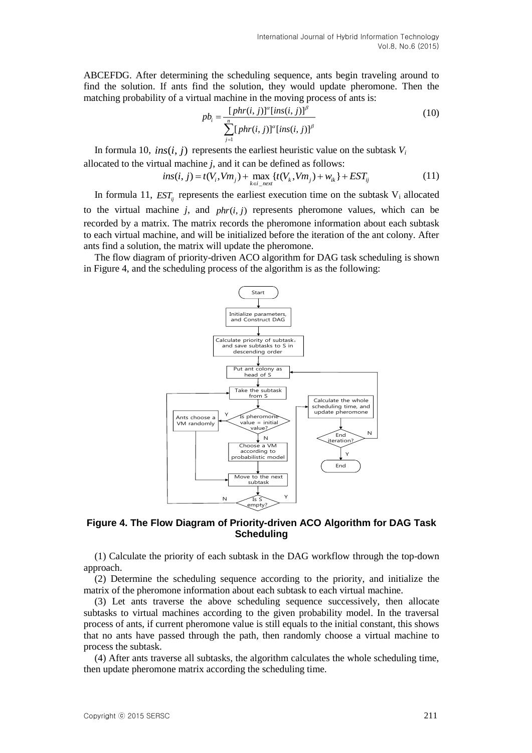ABCEFDG. After determining the scheduling sequence, ants begin traveling around to find the solution. If ants find the solution, they would update pheromone. Then the matching probability of a virtual machine in the moving process of ants is:

$$pb_i = \frac{[phr(i,j)]^{\alpha}[ins(i,j)]^{\beta}}{\sum_{j=1}^{n}[phr(i,j)]^{\alpha}[ins(i,j)]^{\beta}} \tag{10}$$

In formula 10, $ins(i,j)$ represents the earliest heuristic value on the subtask $V_i$ allocated to the virtual machine *j*, and it can be defined as follows:

$$ins(i,j) = t(V_i, Vm_j) + \max_{k \in i\_next}\{t(V_k, Vm_j) + w_{ik}\} + EST_{ij} \tag{11}$$

In formula 11, $EST_{ij}$ represents the earliest execution time on the subtask $V_i$ allocated to the virtual machine *j*, and $phr(i,j)$ represents pheromone values, which can be recorded by a matrix. The matrix records the pheromone information about each subtask to each virtual machine, and will be initialized before the iteration of the ant colony. After ants find a solution, the matrix will update the pheromone.

The flow diagram of priority-driven ACO algorithm for DAG task scheduling is shown in Figure 4, and the scheduling process of the algorithm is as the following:

**Figure 4. The Flow Diagram of Priority-driven ACO Algorithm for DAG Task Scheduling**

(1) Calculate the priority of each subtask in the DAG workflow through the top-down approach.

(2) Determine the scheduling sequence according to the priority, and initialize the matrix of the pheromone information about each subtask to each virtual machine.

(3) Let ants traverse the above scheduling sequence successively, then allocate subtasks to virtual machines according to the given probability model. In the traversal process of ants, if current pheromone value is still equals to the initial constant, this shows that no ants have passed through the path, then randomly choose a virtual machine to process the subtask.

(4) After ants traverse all subtasks, the algorithm calculates the whole scheduling time, then update pheromone matrix according the scheduling time.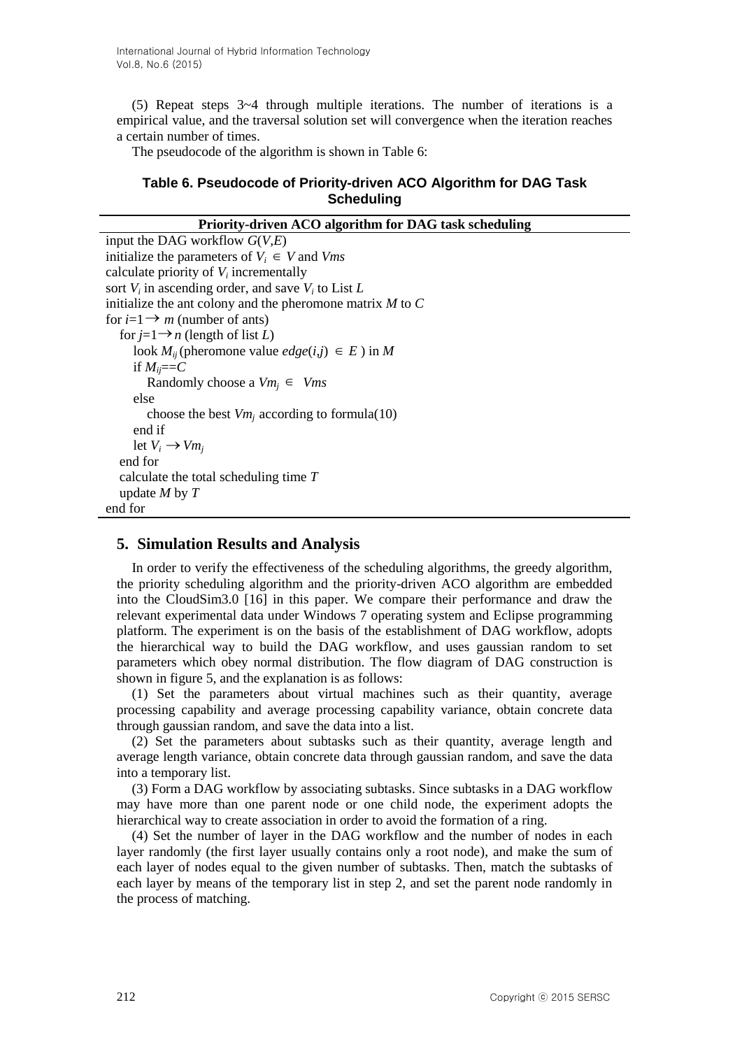(5) Repeat steps 3~4 through multiple iterations. The number of iterations is a empirical value, and the traversal solution set will convergence when the iteration reaches a certain number of times.

The pseudocode of the algorithm is shown in Table 6:

**Table 6. Pseudocode of Priority-driven ACO Algorithm for DAG Task Scheduling**

| **Priority-driven ACO algorithm for DAG task scheduling** |
|---|
| input the DAG workflow $G(V,E)$<br>initialize the parameters of $V_i \in V$ and $Vms$<br>calculate priority of $V_i$ incrementally<br>sort $V_i$ in ascending order, and save $V_i$ to List $L$<br>initialize the ant colony and the pheromone matrix $M$ to $C$<br>for $i$=1$\rightarrow$ $m$ (number of ants)<br>&nbsp;&nbsp;for $j$=1$\rightarrow$ $n$ (length of list $L$)<br>&nbsp;&nbsp;&nbsp;&nbsp;look $M_{ij}$ (pheromone value $edge(i,j) \in E$ ) in $M$<br>&nbsp;&nbsp;&nbsp;&nbsp;if $M_{ij}$==$C$<br>&nbsp;&nbsp;&nbsp;&nbsp;&nbsp;&nbsp;Randomly choose a $Vm_j \in Vms$<br>&nbsp;&nbsp;&nbsp;&nbsp;else<br>&nbsp;&nbsp;&nbsp;&nbsp;&nbsp;&nbsp;choose the best $Vm_j$ according to formula(10)<br>&nbsp;&nbsp;&nbsp;&nbsp;end if<br>&nbsp;&nbsp;&nbsp;&nbsp;let $V_i \rightarrow Vm_j$<br>&nbsp;&nbsp;end for<br>&nbsp;&nbsp;calculate the total scheduling time $T$<br>&nbsp;&nbsp;update $M$ by $T$<br>end for |

## 5. Simulation Results and Analysis

In order to verify the effectiveness of the scheduling algorithms, the greedy algorithm, the priority scheduling algorithm and the priority-driven ACO algorithm are embedded into the CloudSim3.0 [16] in this paper. We compare their performance and draw the relevant experimental data under Windows 7 operating system and Eclipse programming platform. The experiment is on the basis of the establishment of DAG workflow, adopts the hierarchical way to build the DAG workflow, and uses gaussian random to set parameters which obey normal distribution. The flow diagram of DAG construction is shown in figure 5, and the explanation is as follows:

(1) Set the parameters about virtual machines such as their quantity, average processing capability and average processing capability variance, obtain concrete data through gaussian random, and save the data into a list.

(2) Set the parameters about subtasks such as their quantity, average length and average length variance, obtain concrete data through gaussian random, and save the data into a temporary list.

(3) Form a DAG workflow by associating subtasks. Since subtasks in a DAG workflow may have more than one parent node or one child node, the experiment adopts the hierarchical way to create association in order to avoid the formation of a ring.

(4) Set the number of layer in the DAG workflow and the number of nodes in each layer randomly (the first layer usually contains only a root node), and make the sum of each layer of nodes equal to the given number of subtasks. Then, match the subtasks of each layer by means of the temporary list in step 2, and set the parent node randomly in the process of matching.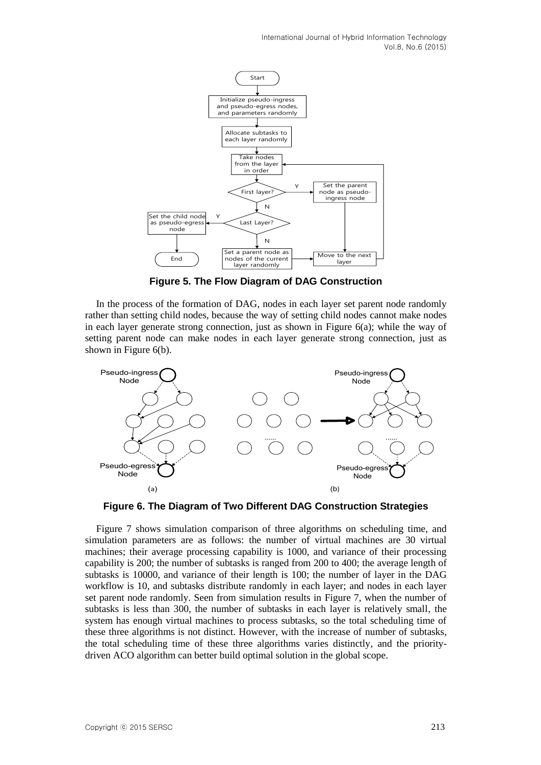Figure 5. The Flow Diagram of DAG Construction

In the process of the formation of DAG, nodes in each layer set parent node randomly rather than setting child nodes, because the way of setting child nodes cannot make nodes in each layer generate strong connection, just as shown in Figure 6(a); while the way of setting parent node can make nodes in each layer generate strong connection, just as shown in Figure 6(b).

Figure 6. The Diagram of Two Different DAG Construction Strategies

Figure 7 shows simulation comparison of three algorithms on scheduling time, and simulation parameters are as follows: the number of virtual machines are 30 virtual machines; their average processing capability is 1000, and variance of their processing capability is 200; the number of subtasks is ranged from 200 to 400; the average length of subtasks is 10000, and variance of their length is 100; the number of layer in the DAG workflow is 10, and subtasks distribute randomly in each layer; and nodes in each layer set parent node randomly. Seen from simulation results in Figure 7, when the number of subtasks is less than 300, the number of subtasks in each layer is relatively small, the system has enough virtual machines to process subtasks, so the total scheduling time of these three algorithms is not distinct. However, with the increase of number of subtasks, the total scheduling time of these three algorithms varies distinctly, and the priority-driven ACO algorithm can better build optimal solution in the global scope.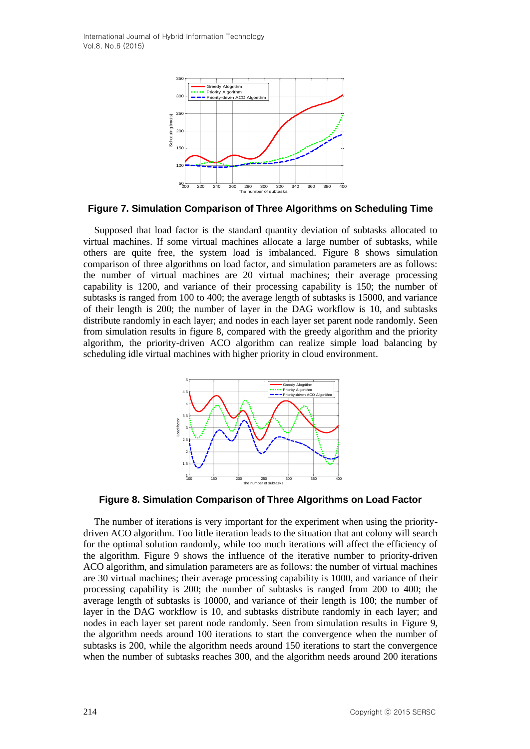**Figure 7. Simulation Comparison of Three Algorithms on Scheduling Time**

Supposed that load factor is the standard quantity deviation of subtasks allocated to virtual machines. If some virtual machines allocate a large number of subtasks, while others are quite free, the system load is imbalanced. Figure 8 shows simulation comparison of three algorithms on load factor, and simulation parameters are as follows: the number of virtual machines are 20 virtual machines; their average processing capability is 1200, and variance of their processing capability is 150; the number of subtasks is ranged from 100 to 400; the average length of subtasks is 15000, and variance of their length is 200; the number of layer in the DAG workflow is 10, and subtasks distribute randomly in each layer; and nodes in each layer set parent node randomly. Seen from simulation results in figure 8, compared with the greedy algorithm and the priority algorithm, the priority-driven ACO algorithm can realize simple load balancing by scheduling idle virtual machines with higher priority in cloud environment.

**Figure 8. Simulation Comparison of Three Algorithms on Load Factor**

The number of iterations is very important for the experiment when using the priority-driven ACO algorithm. Too little iteration leads to the situation that ant colony will search for the optimal solution randomly, while too much iterations will affect the efficiency of the algorithm. Figure 9 shows the influence of the iterative number to priority-driven ACO algorithm, and simulation parameters are as follows: the number of virtual machines are 30 virtual machines; their average processing capability is 1000, and variance of their processing capability is 200; the number of subtasks is ranged from 200 to 400; the average length of subtasks is 10000, and variance of their length is 100; the number of layer in the DAG workflow is 10, and subtasks distribute randomly in each layer; and nodes in each layer set parent node randomly. Seen from simulation results in Figure 9, the algorithm needs around 100 iterations to start the convergence when the number of subtasks is 200, while the algorithm needs around 150 iterations to start the convergence when the number of subtasks reaches 300, and the algorithm needs around 200 iterations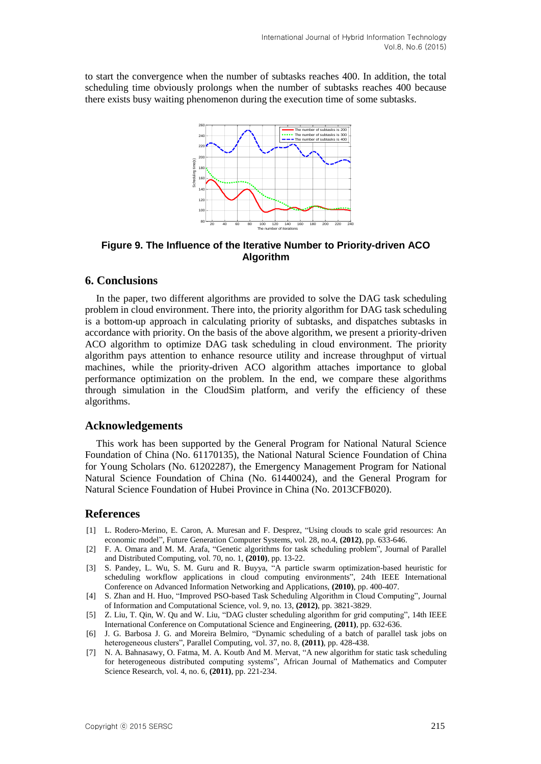to start the convergence when the number of subtasks reaches 400. In addition, the total scheduling time obviously prolongs when the number of subtasks reaches 400 because there exists busy waiting phenomenon during the execution time of some subtasks.

**Figure 9. The Influence of the Iterative Number to Priority-driven ACO Algorithm**

## 6. Conclusions

In the paper, two different algorithms are provided to solve the DAG task scheduling problem in cloud environment. There into, the priority algorithm for DAG task scheduling is a bottom-up approach in calculating priority of subtasks, and dispatches subtasks in accordance with priority. On the basis of the above algorithm, we present a priority-driven ACO algorithm to optimize DAG task scheduling in cloud environment. The priority algorithm pays attention to enhance resource utility and increase throughput of virtual machines, while the priority-driven ACO algorithm attaches importance to global performance optimization on the problem. In the end, we compare these algorithms through simulation in the CloudSim platform, and verify the efficiency of these algorithms.

## Acknowledgements

This work has been supported by the General Program for National Natural Science Foundation of China (No. 61170135), the National Natural Science Foundation of China for Young Scholars (No. 61202287), the Emergency Management Program for National Natural Science Foundation of China (No. 61440024), and the General Program for Natural Science Foundation of Hubei Province in China (No. 2013CFB020).

## References

[1] L. Rodero-Merino, E. Caron, A. Muresan and F. Desprez, "Using clouds to scale grid resources: An economic model", Future Generation Computer Systems, vol. 28, no.4, **(2012)**, pp. 633-646.

[2] F. A. Omara and M. M. Arafa, "Genetic algorithms for task scheduling problem", Journal of Parallel and Distributed Computing, vol. 70, no. 1, **(2010)**, pp. 13-22.

[3] S. Pandey, L. Wu, S. M. Guru and R. Buyya, "A particle swarm optimization-based heuristic for scheduling workflow applications in cloud computing environments", 24th IEEE International Conference on Advanced Information Networking and Applications, **(2010)**, pp. 400-407.

[4] S. Zhan and H. Huo, "Improved PSO-based Task Scheduling Algorithm in Cloud Computing", Journal of Information and Computational Science, vol. 9, no. 13, **(2012)**, pp. 3821-3829.

[5] Z. Liu, T. Qin, W. Qu and W. Liu, "DAG cluster scheduling algorithm for grid computing", 14th IEEE International Conference on Computational Science and Engineering, **(2011)**, pp. 632-636.

[6] J. G. Barbosa J. G. and Moreira Belmiro, "Dynamic scheduling of a batch of parallel task jobs on heterogeneous clusters", Parallel Computing, vol. 37, no. 8, **(2011)**, pp. 428-438.

[7] N. A. Bahnasawy, O. Fatma, M. A. Koutb And M. Mervat, "A new algorithm for static task scheduling for heterogeneous distributed computing systems", African Journal of Mathematics and Computer Science Research, vol. 4, no. 6, **(2011)**, pp. 221-234.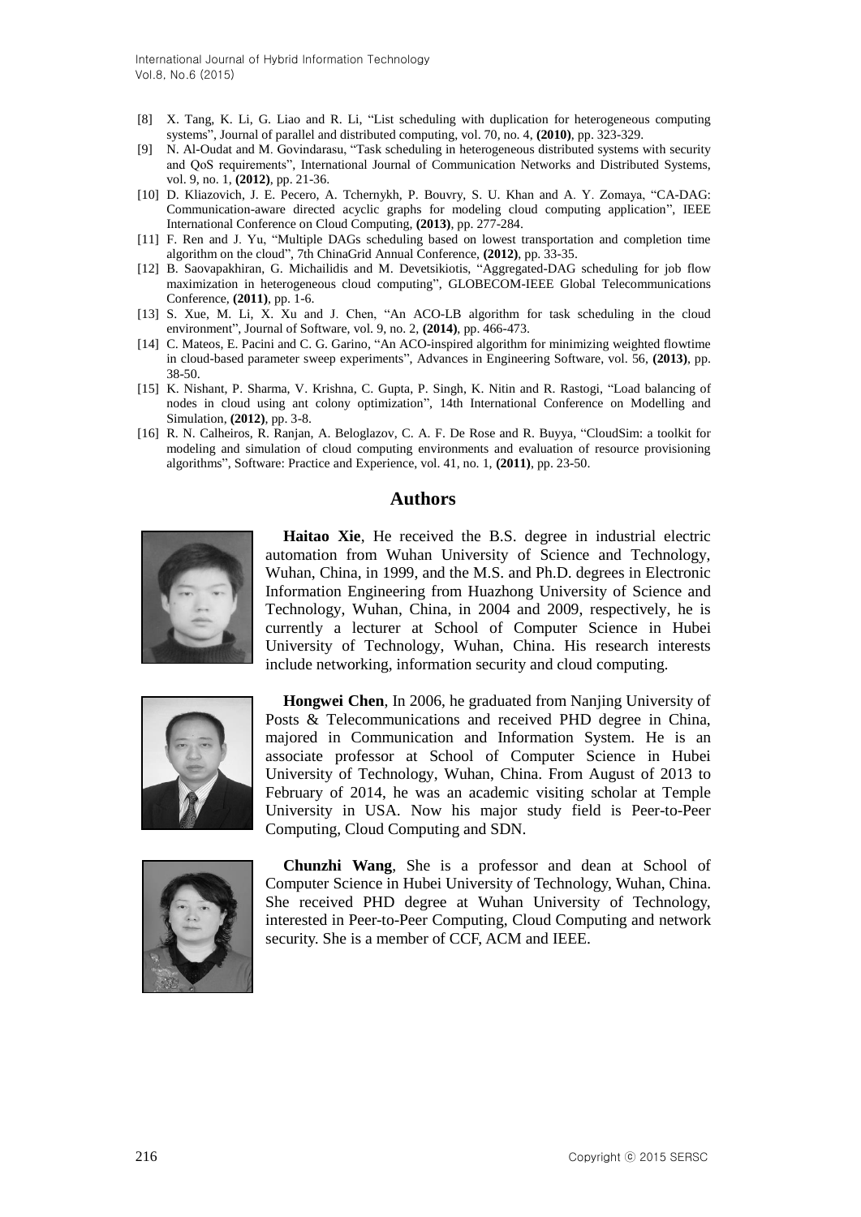[8] X. Tang, K. Li, G. Liao and R. Li, "List scheduling with duplication for heterogeneous computing systems", Journal of parallel and distributed computing, vol. 70, no. 4, **(2010)**, pp. 323-329.

[9] N. Al-Oudat and M. Govindarasu, "Task scheduling in heterogeneous distributed systems with security and QoS requirements", International Journal of Communication Networks and Distributed Systems, vol. 9, no. 1, **(2012)**, pp. 21-36.

[10] D. Kliazovich, J. E. Pecero, A. Tchernykh, P. Bouvry, S. U. Khan and A. Y. Zomaya, "CA-DAG: Communication-aware directed acyclic graphs for modeling cloud computing application", IEEE International Conference on Cloud Computing, **(2013)**, pp. 277-284.

[11] F. Ren and J. Yu, "Multiple DAGs scheduling based on lowest transportation and completion time algorithm on the cloud", 7th ChinaGrid Annual Conference, **(2012)**, pp. 33-35.

[12] B. Saovapakhiran, G. Michailidis and M. Devetsikiotis, "Aggregated-DAG scheduling for job flow maximization in heterogeneous cloud computing", GLOBECOM-IEEE Global Telecommunications Conference, **(2011)**, pp. 1-6.

[13] S. Xue, M. Li, X. Xu and J. Chen, "An ACO-LB algorithm for task scheduling in the cloud environment", Journal of Software, vol. 9, no. 2, **(2014)**, pp. 466-473.

[14] C. Mateos, E. Pacini and C. G. Garino, "An ACO-inspired algorithm for minimizing weighted flowtime in cloud-based parameter sweep experiments", Advances in Engineering Software, vol. 56, **(2013)**, pp. 38-50.

[15] K. Nishant, P. Sharma, V. Krishna, C. Gupta, P. Singh, K. Nitin and R. Rastogi, "Load balancing of nodes in cloud using ant colony optimization", 14th International Conference on Modelling and Simulation, **(2012)**, pp. 3-8.

[16] R. N. Calheiros, R. Ranjan, A. Beloglazov, C. A. F. De Rose and R. Buyya, "CloudSim: a toolkit for modeling and simulation of cloud computing environments and evaluation of resource provisioning algorithms", Software: Practice and Experience, vol. 41, no. 1, **(2011)**, pp. 23-50.

## Authors

**Haitao Xie**, He received the B.S. degree in industrial electric automation from Wuhan University of Science and Technology, Wuhan, China, in 1999, and the M.S. and Ph.D. degrees in Electronic Information Engineering from Huazhong University of Science and Technology, Wuhan, China, in 2004 and 2009, respectively, he is currently a lecturer at School of Computer Science in Hubei University of Technology, Wuhan, China. His research interests include networking, information security and cloud computing.

**Hongwei Chen**, In 2006, he graduated from Nanjing University of Posts & Telecommunications and received PHD degree in China, majored in Communication and Information System. He is an associate professor at School of Computer Science in Hubei University of Technology, Wuhan, China. From August of 2013 to February of 2014, he was an academic visiting scholar at Temple University in USA. Now his major study field is Peer-to-Peer Computing, Cloud Computing and SDN.

**Chunzhi Wang**, She is a professor and dean at School of Computer Science in Hubei University of Technology, Wuhan, China. She received PHD degree at Wuhan University of Technology, interested in Peer-to-Peer Computing, Cloud Computing and network security. She is a member of CCF, ACM and IEEE.